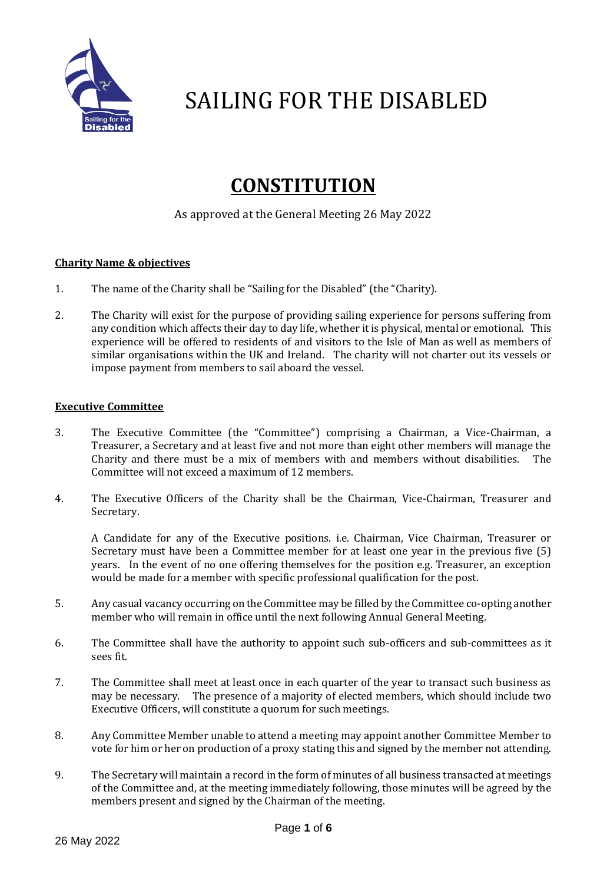# SAILING FOR THE DISABLED

## CONSTITUTION

As approved at the General Meeting 26 May 2022

**Charity Name & objectives**

1. The name of the Charity shall be "Sailing for the Disabled" (the "Charity).

2. The Charity will exist for the purpose of providing sailing experience for persons suffering from any condition which affects their day to day life, whether it is physical, mental or emotional. This experience will be offered to residents of and visitors to the Isle of Man as well as members of similar organisations within the UK and Ireland. The charity will not charter out its vessels or impose payment from members to sail aboard the vessel.

**Executive Committee**

3. The Executive Committee (the "Committee") comprising a Chairman, a Vice-Chairman, a Treasurer, a Secretary and at least five and not more than eight other members will manage the Charity and there must be a mix of members with and members without disabilities. The Committee will not exceed a maximum of 12 members.

4. The Executive Officers of the Charity shall be the Chairman, Vice-Chairman, Treasurer and Secretary.

   A Candidate for any of the Executive positions. i.e. Chairman, Vice Chairman, Treasurer or Secretary must have been a Committee member for at least one year in the previous five (5) years. In the event of no one offering themselves for the position e.g. Treasurer, an exception would be made for a member with specific professional qualification for the post.

5. Any casual vacancy occurring on the Committee may be filled by the Committee co-opting another member who will remain in office until the next following Annual General Meeting.

6. The Committee shall have the authority to appoint such sub-officers and sub-committees as it sees fit.

7. The Committee shall meet at least once in each quarter of the year to transact such business as may be necessary. The presence of a majority of elected members, which should include two Executive Officers, will constitute a quorum for such meetings.

8. Any Committee Member unable to attend a meeting may appoint another Committee Member to vote for him or her on production of a proxy stating this and signed by the member not attending.

9. The Secretary will maintain a record in the form of minutes of all business transacted at meetings of the Committee and, at the meeting immediately following, those minutes will be agreed by the members present and signed by the Chairman of the meeting.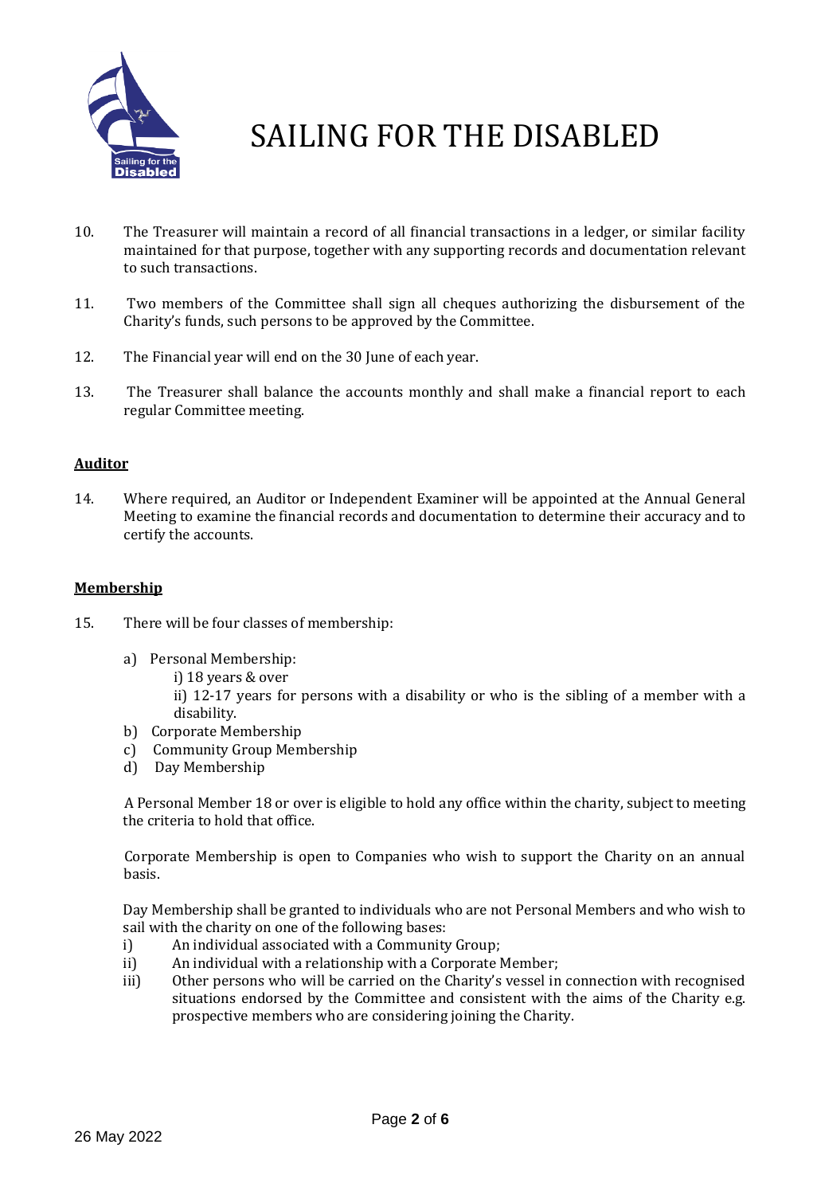10. The Treasurer will maintain a record of all financial transactions in a ledger, or similar facility maintained for that purpose, together with any supporting records and documentation relevant to such transactions.

11. Two members of the Committee shall sign all cheques authorizing the disbursement of the Charity's funds, such persons to be approved by the Committee.

12. The Financial year will end on the 30 June of each year.

13. The Treasurer shall balance the accounts monthly and shall make a financial report to each regular Committee meeting.

**Auditor**

14. Where required, an Auditor or Independent Examiner will be appointed at the Annual General Meeting to examine the financial records and documentation to determine their accuracy and to certify the accounts.

**Membership**

15. There will be four classes of membership:

    a) Personal Membership:
        i) 18 years & over
        ii) 12-17 years for persons with a disability or who is the sibling of a member with a disability.
    b) Corporate Membership
    c) Community Group Membership
    d) Day Membership

    A Personal Member 18 or over is eligible to hold any office within the charity, subject to meeting the criteria to hold that office.

    Corporate Membership is open to Companies who wish to support the Charity on an annual basis.

    Day Membership shall be granted to individuals who are not Personal Members and who wish to sail with the charity on one of the following bases:
    i) An individual associated with a Community Group;
    ii) An individual with a relationship with a Corporate Member;
    iii) Other persons who will be carried on the Charity's vessel in connection with recognised situations endorsed by the Committee and consistent with the aims of the Charity e.g. prospective members who are considering joining the Charity.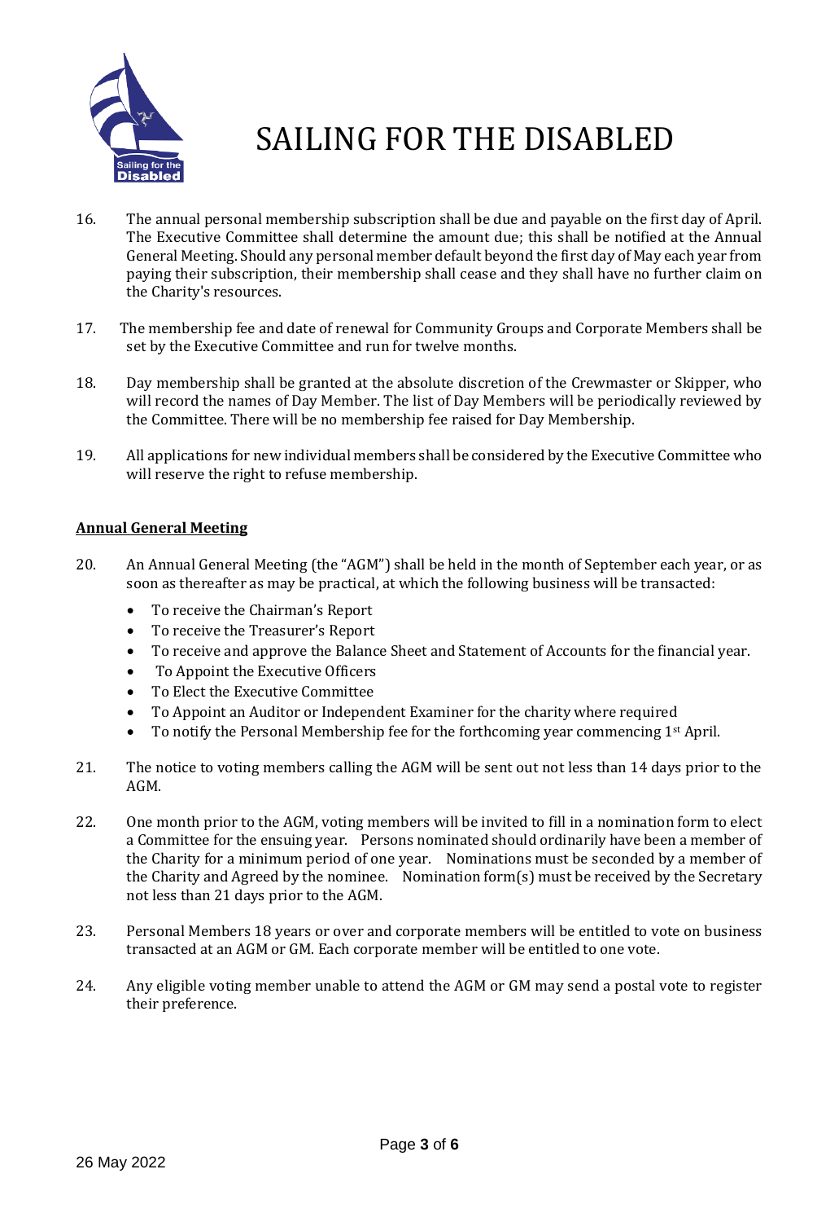16. The annual personal membership subscription shall be due and payable on the first day of April. The Executive Committee shall determine the amount due; this shall be notified at the Annual General Meeting. Should any personal member default beyond the first day of May each year from paying their subscription, their membership shall cease and they shall have no further claim on the Charity's resources.

17. The membership fee and date of renewal for Community Groups and Corporate Members shall be set by the Executive Committee and run for twelve months.

18. Day membership shall be granted at the absolute discretion of the Crewmaster or Skipper, who will record the names of Day Member. The list of Day Members will be periodically reviewed by the Committee. There will be no membership fee raised for Day Membership.

19. All applications for new individual members shall be considered by the Executive Committee who will reserve the right to refuse membership.

**Annual General Meeting**

20. An Annual General Meeting (the "AGM") shall be held in the month of September each year, or as soon as thereafter as may be practical, at which the following business will be transacted:
    - To receive the Chairman's Report
    - To receive the Treasurer's Report
    - To receive and approve the Balance Sheet and Statement of Accounts for the financial year.
    - To Appoint the Executive Officers
    - To Elect the Executive Committee
    - To Appoint an Auditor or Independent Examiner for the charity where required
    - To notify the Personal Membership fee for the forthcoming year commencing 1st April.

21. The notice to voting members calling the AGM will be sent out not less than 14 days prior to the AGM.

22. One month prior to the AGM, voting members will be invited to fill in a nomination form to elect a Committee for the ensuing year. Persons nominated should ordinarily have been a member of the Charity for a minimum period of one year. Nominations must be seconded by a member of the Charity and Agreed by the nominee. Nomination form(s) must be received by the Secretary not less than 21 days prior to the AGM.

23. Personal Members 18 years or over and corporate members will be entitled to vote on business transacted at an AGM or GM. Each corporate member will be entitled to one vote.

24. Any eligible voting member unable to attend the AGM or GM may send a postal vote to register their preference.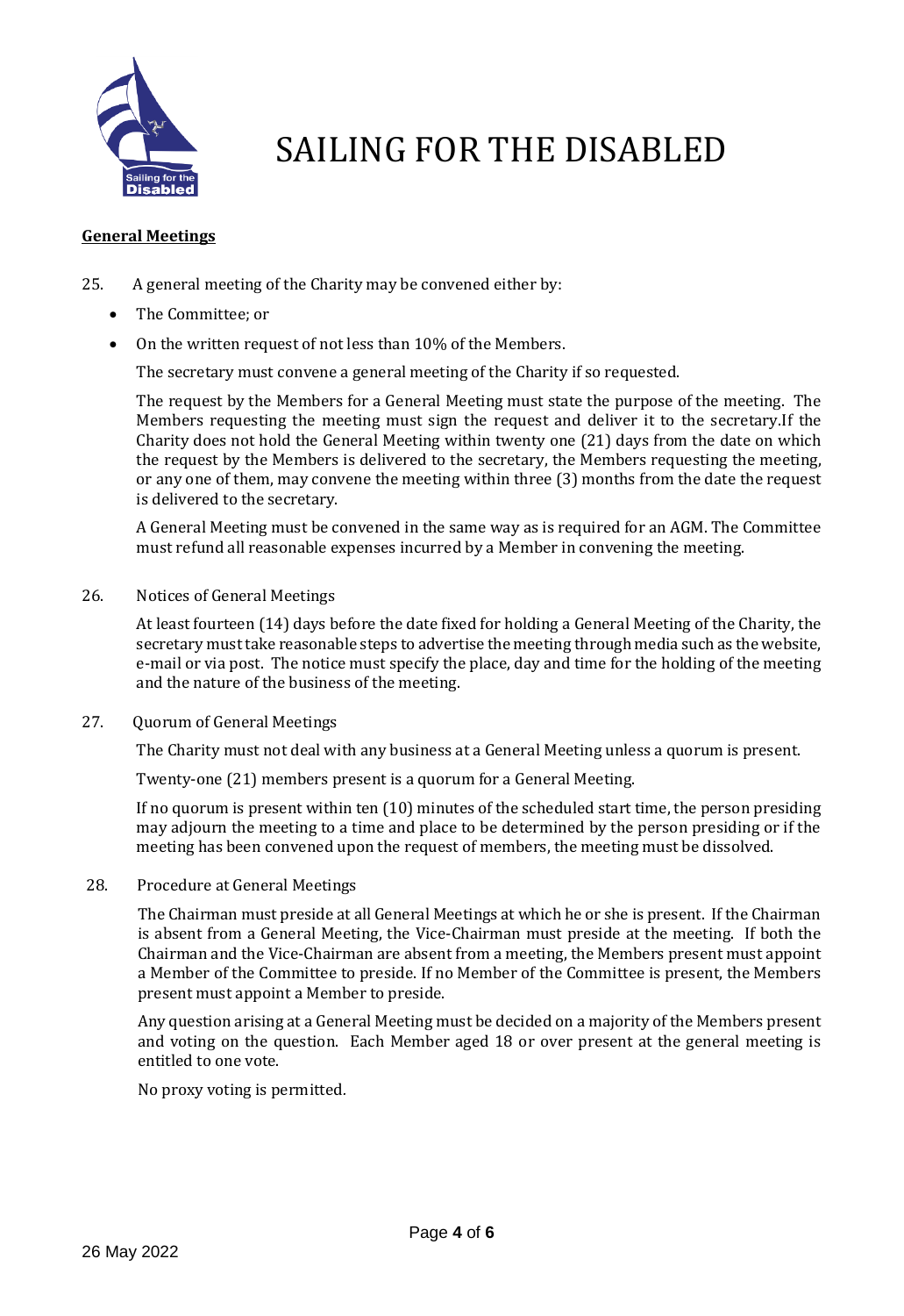# SAILING FOR THE DISABLED

## General Meetings

25. A general meeting of the Charity may be convened either by:

- The Committee; or
- On the written request of not less than 10% of the Members.

  The secretary must convene a general meeting of the Charity if so requested.

  The request by the Members for a General Meeting must state the purpose of the meeting. The Members requesting the meeting must sign the request and deliver it to the secretary.If the Charity does not hold the General Meeting within twenty one (21) days from the date on which the request by the Members is delivered to the secretary, the Members requesting the meeting, or any one of them, may convene the meeting within three (3) months from the date the request is delivered to the secretary.

  A General Meeting must be convened in the same way as is required for an AGM. The Committee must refund all reasonable expenses incurred by a Member in convening the meeting.

26. Notices of General Meetings

    At least fourteen (14) days before the date fixed for holding a General Meeting of the Charity, the secretary must take reasonable steps to advertise the meeting through media such as the website, e-mail or via post. The notice must specify the place, day and time for the holding of the meeting and the nature of the business of the meeting.

27. Quorum of General Meetings

    The Charity must not deal with any business at a General Meeting unless a quorum is present.

    Twenty-one (21) members present is a quorum for a General Meeting.

    If no quorum is present within ten (10) minutes of the scheduled start time, the person presiding may adjourn the meeting to a time and place to be determined by the person presiding or if the meeting has been convened upon the request of members, the meeting must be dissolved.

28. Procedure at General Meetings

    The Chairman must preside at all General Meetings at which he or she is present. If the Chairman is absent from a General Meeting, the Vice-Chairman must preside at the meeting. If both the Chairman and the Vice-Chairman are absent from a meeting, the Members present must appoint a Member of the Committee to preside. If no Member of the Committee is present, the Members present must appoint a Member to preside.

    Any question arising at a General Meeting must be decided on a majority of the Members present and voting on the question. Each Member aged 18 or over present at the general meeting is entitled to one vote.

    No proxy voting is permitted.

26 May 2022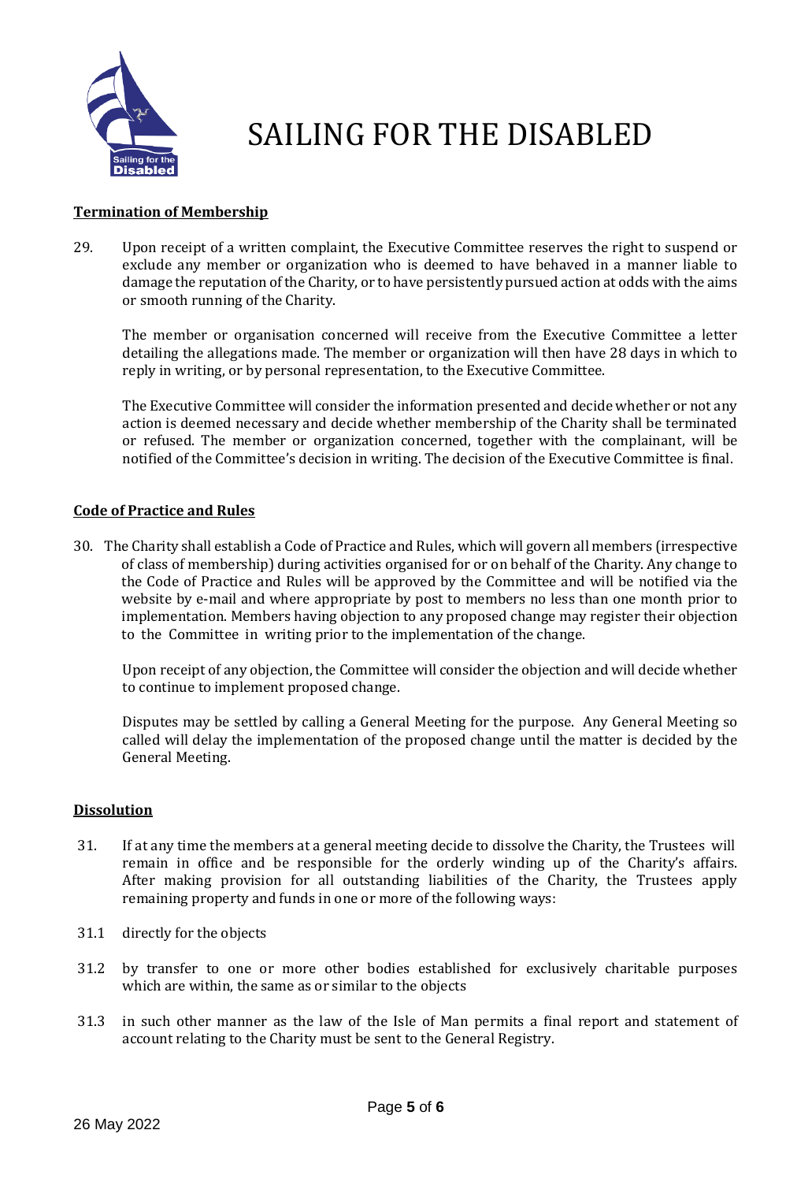## Termination of Membership

29. Upon receipt of a written complaint, the Executive Committee reserves the right to suspend or exclude any member or organization who is deemed to have behaved in a manner liable to damage the reputation of the Charity, or to have persistently pursued action at odds with the aims or smooth running of the Charity.

    The member or organisation concerned will receive from the Executive Committee a letter detailing the allegations made. The member or organization will then have 28 days in which to reply in writing, or by personal representation, to the Executive Committee.

    The Executive Committee will consider the information presented and decide whether or not any action is deemed necessary and decide whether membership of the Charity shall be terminated or refused. The member or organization concerned, together with the complainant, will be notified of the Committee's decision in writing. The decision of the Executive Committee is final.

## Code of Practice and Rules

30. The Charity shall establish a Code of Practice and Rules, which will govern all members (irrespective of class of membership) during activities organised for or on behalf of the Charity. Any change to the Code of Practice and Rules will be approved by the Committee and will be notified via the website by e-mail and where appropriate by post to members no less than one month prior to implementation. Members having objection to any proposed change may register their objection to the Committee in writing prior to the implementation of the change.

    Upon receipt of any objection, the Committee will consider the objection and will decide whether to continue to implement proposed change.

    Disputes may be settled by calling a General Meeting for the purpose. Any General Meeting so called will delay the implementation of the proposed change until the matter is decided by the General Meeting.

## Dissolution

31. If at any time the members at a general meeting decide to dissolve the Charity, the Trustees will remain in office and be responsible for the orderly winding up of the Charity's affairs. After making provision for all outstanding liabilities of the Charity, the Trustees apply remaining property and funds in one or more of the following ways:

31.1 directly for the objects

31.2 by transfer to one or more other bodies established for exclusively charitable purposes which are within, the same as or similar to the objects

31.3 in such other manner as the law of the Isle of Man permits a final report and statement of account relating to the Charity must be sent to the General Registry.

26 May 2022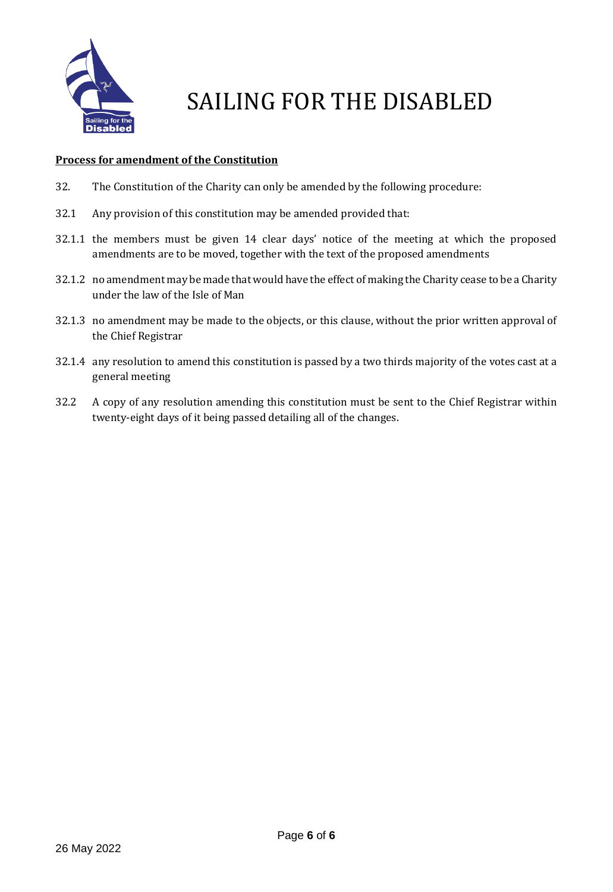# SAILING FOR THE DISABLED

**Process for amendment of the Constitution**

32. The Constitution of the Charity can only be amended by the following procedure:

32.1 Any provision of this constitution may be amended provided that:

32.1.1 the members must be given 14 clear days' notice of the meeting at which the proposed amendments are to be moved, together with the text of the proposed amendments

32.1.2 no amendment may be made that would have the effect of making the Charity cease to be a Charity under the law of the Isle of Man

32.1.3 no amendment may be made to the objects, or this clause, without the prior written approval of the Chief Registrar

32.1.4 any resolution to amend this constitution is passed by a two thirds majority of the votes cast at a general meeting

32.2 A copy of any resolution amending this constitution must be sent to the Chief Registrar within twenty-eight days of it being passed detailing all of the changes.

26 May 2022